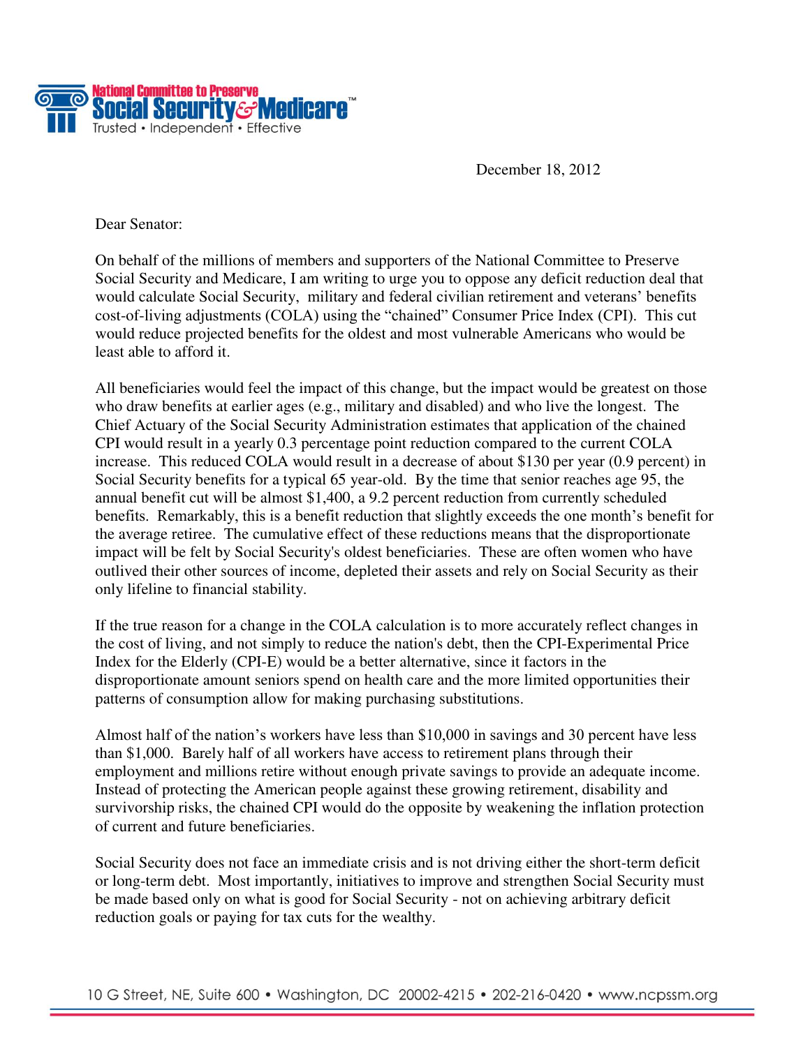National Committee to Preserve
**Social Security & Medicare**™
Trusted • Independent • Effective

December 18, 2012

Dear Senator:

On behalf of the millions of members and supporters of the National Committee to Preserve Social Security and Medicare, I am writing to urge you to oppose any deficit reduction deal that would calculate Social Security, military and federal civilian retirement and veterans' benefits cost-of-living adjustments (COLA) using the "chained" Consumer Price Index (CPI). This cut would reduce projected benefits for the oldest and most vulnerable Americans who would be least able to afford it.

All beneficiaries would feel the impact of this change, but the impact would be greatest on those who draw benefits at earlier ages (e.g., military and disabled) and who live the longest. The Chief Actuary of the Social Security Administration estimates that application of the chained CPI would result in a yearly 0.3 percentage point reduction compared to the current COLA increase. This reduced COLA would result in a decrease of about $130 per year (0.9 percent) in Social Security benefits for a typical 65 year-old. By the time that senior reaches age 95, the annual benefit cut will be almost $1,400, a 9.2 percent reduction from currently scheduled benefits. Remarkably, this is a benefit reduction that slightly exceeds the one month's benefit for the average retiree. The cumulative effect of these reductions means that the disproportionate impact will be felt by Social Security's oldest beneficiaries. These are often women who have outlived their other sources of income, depleted their assets and rely on Social Security as their only lifeline to financial stability.

If the true reason for a change in the COLA calculation is to more accurately reflect changes in the cost of living, and not simply to reduce the nation's debt, then the CPI-Experimental Price Index for the Elderly (CPI-E) would be a better alternative, since it factors in the disproportionate amount seniors spend on health care and the more limited opportunities their patterns of consumption allow for making purchasing substitutions.

Almost half of the nation's workers have less than $10,000 in savings and 30 percent have less than $1,000. Barely half of all workers have access to retirement plans through their employment and millions retire without enough private savings to provide an adequate income. Instead of protecting the American people against these growing retirement, disability and survivorship risks, the chained CPI would do the opposite by weakening the inflation protection of current and future beneficiaries.

Social Security does not face an immediate crisis and is not driving either the short-term deficit or long-term debt. Most importantly, initiatives to improve and strengthen Social Security must be made based only on what is good for Social Security - not on achieving arbitrary deficit reduction goals or paying for tax cuts for the wealthy.

10 G Street, NE, Suite 600 • Washington, DC 20002-4215 • 202-216-0420 • www.ncpssm.org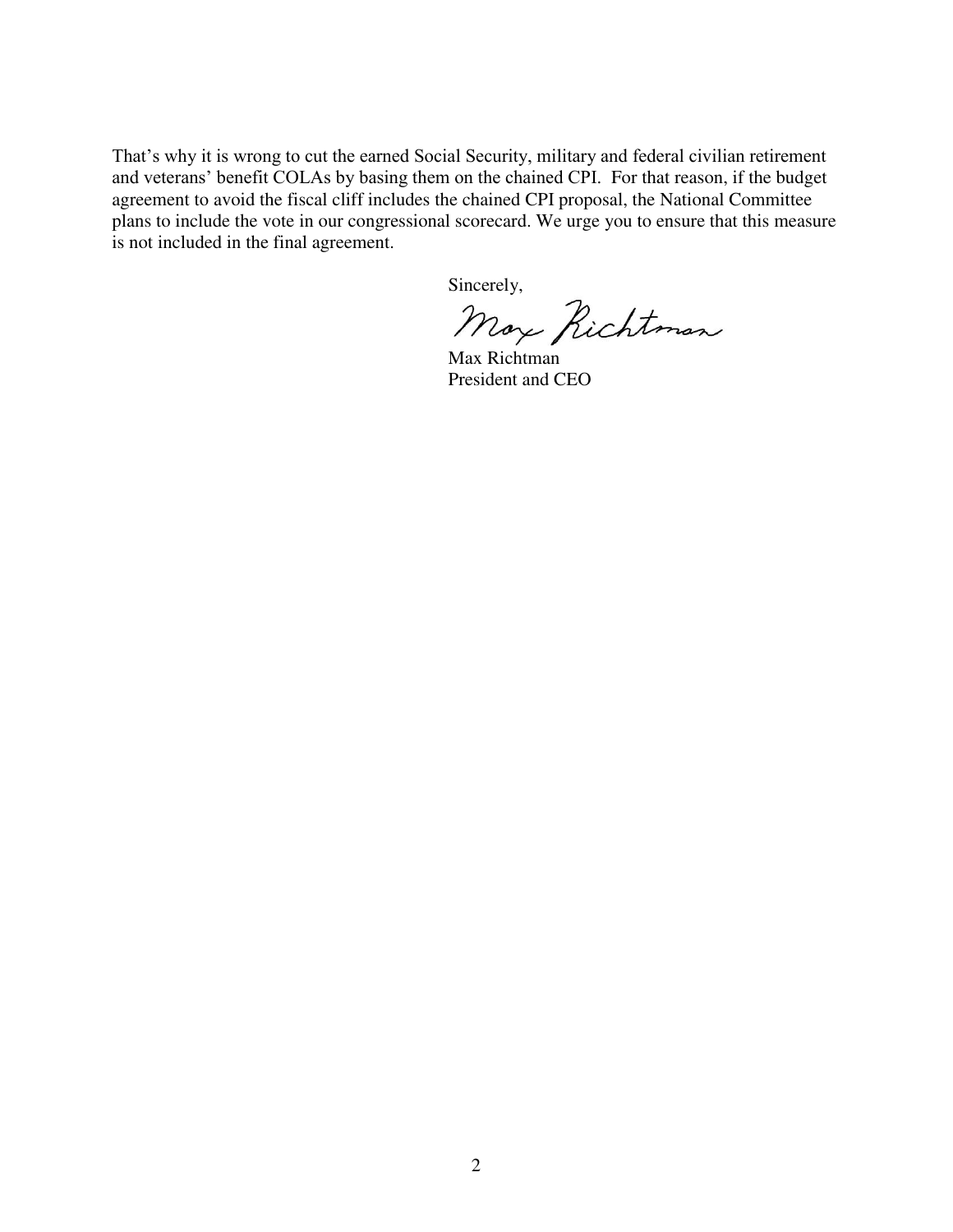That's why it is wrong to cut the earned Social Security, military and federal civilian retirement and veterans' benefit COLAs by basing them on the chained CPI. For that reason, if the budget agreement to avoid the fiscal cliff includes the chained CPI proposal, the National Committee plans to include the vote in our congressional scorecard. We urge you to ensure that this measure is not included in the final agreement.

Sincerely,

Max Richtman

Max Richtman
President and CEO